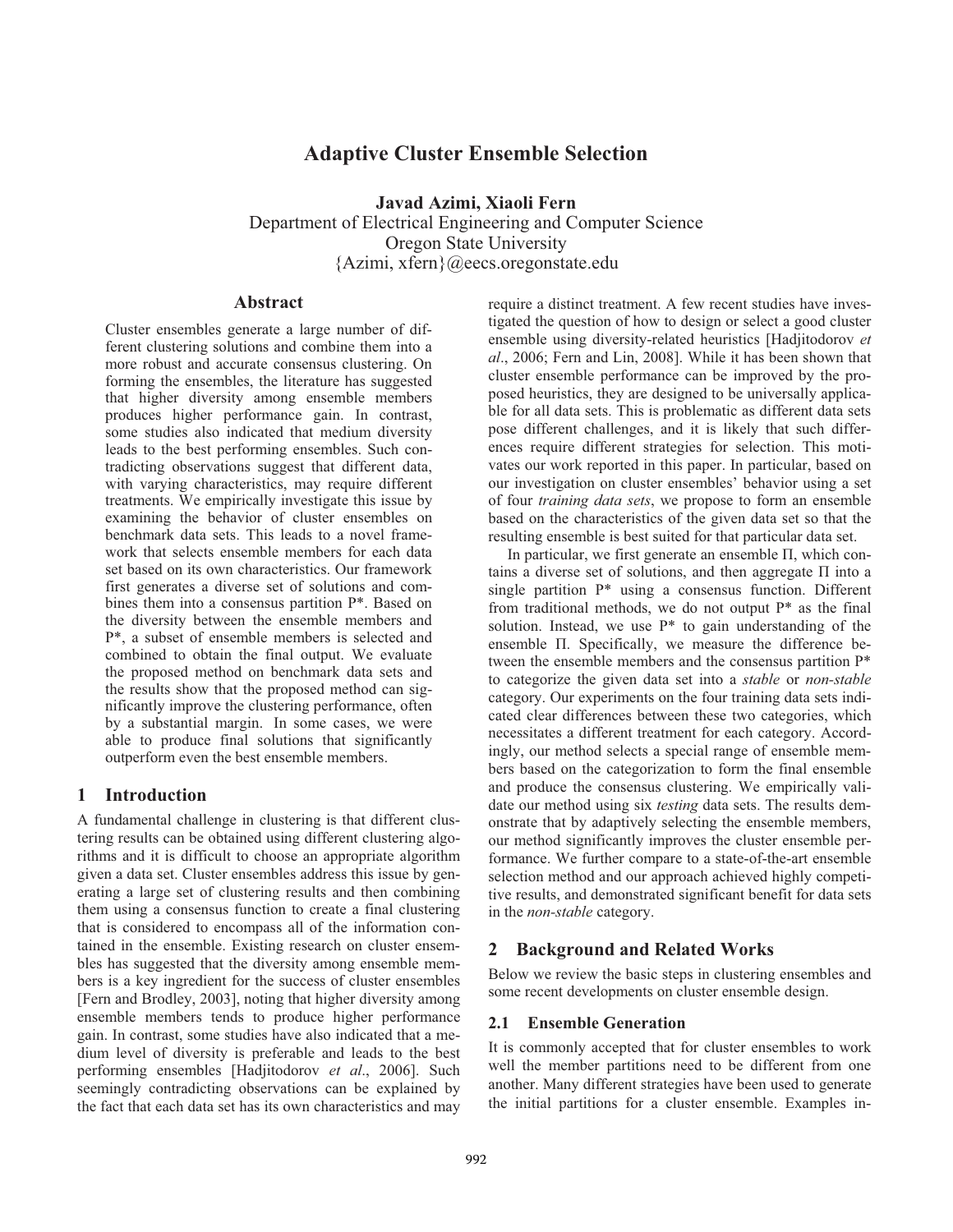# Adaptive Cluster Ensemble Selection

**Javad Azimi, Xiaoli Fern**
Department of Electrical Engineering and Computer Science
Oregon State University
{Azimi, xfern}@eecs.oregonstate.edu

## Abstract

Cluster ensembles generate a large number of different clustering solutions and combine them into a more robust and accurate consensus clustering. On forming the ensembles, the literature has suggested that higher diversity among ensemble members produces higher performance gain. In contrast, some studies also indicated that medium diversity leads to the best performing ensembles. Such contradicting observations suggest that different data, with varying characteristics, may require different treatments. We empirically investigate this issue by examining the behavior of cluster ensembles on benchmark data sets. This leads to a novel framework that selects ensemble members for each data set based on its own characteristics. Our framework first generates a diverse set of solutions and combines them into a consensus partition P*. Based on the diversity between the ensemble members and P*, a subset of ensemble members is selected and combined to obtain the final output. We evaluate the proposed method on benchmark data sets and the results show that the proposed method can significantly improve the clustering performance, often by a substantial margin. In some cases, we were able to produce final solutions that significantly outperform even the best ensemble members.

## 1 Introduction

A fundamental challenge in clustering is that different clustering results can be obtained using different clustering algorithms and it is difficult to choose an appropriate algorithm given a data set. Cluster ensembles address this issue by generating a large set of clustering results and then combining them using a consensus function to create a final clustering that is considered to encompass all of the information contained in the ensemble. Existing research on cluster ensembles has suggested that the diversity among ensemble members is a key ingredient for the success of cluster ensembles [Fern and Brodley, 2003], noting that higher diversity among ensemble members tends to produce higher performance gain. In contrast, some studies have also indicated that a medium level of diversity is preferable and leads to the best performing ensembles [Hadjitodorov *et al*., 2006]. Such seemingly contradicting observations can be explained by the fact that each data set has its own characteristics and may require a distinct treatment. A few recent studies have investigated the question of how to design or select a good cluster ensemble using diversity-related heuristics [Hadjitodorov *et al*., 2006; Fern and Lin, 2008]. While it has been shown that cluster ensemble performance can be improved by the proposed heuristics, they are designed to be universally applicable for all data sets. This is problematic as different data sets pose different challenges, and it is likely that such differences require different strategies for selection. This motivates our work reported in this paper. In particular, based on our investigation on cluster ensembles' behavior using a set of four *training data sets*, we propose to form an ensemble based on the characteristics of the given data set so that the resulting ensemble is best suited for that particular data set.

In particular, we first generate an ensemble Π, which contains a diverse set of solutions, and then aggregate Π into a single partition P* using a consensus function. Different from traditional methods, we do not output P* as the final solution. Instead, we use P* to gain understanding of the ensemble Π. Specifically, we measure the difference between the ensemble members and the consensus partition P* to categorize the given data set into a *stable* or *non-stable* category. Our experiments on the four training data sets indicated clear differences between these two categories, which necessitates a different treatment for each category. Accordingly, our method selects a special range of ensemble members based on the categorization to form the final ensemble and produce the consensus clustering. We empirically validate our method using six *testing* data sets. The results demonstrate that by adaptively selecting the ensemble members, our method significantly improves the cluster ensemble performance. We further compare to a state-of-the-art ensemble selection method and our approach achieved highly competitive results, and demonstrated significant benefit for data sets in the *non-stable* category.

## 2 Background and Related Works

Below we review the basic steps in clustering ensembles and some recent developments on cluster ensemble design.

### 2.1 Ensemble Generation

It is commonly accepted that for cluster ensembles to work well the member partitions need to be different from one another. Many different strategies have been used to generate the initial partitions for a cluster ensemble. Examples in-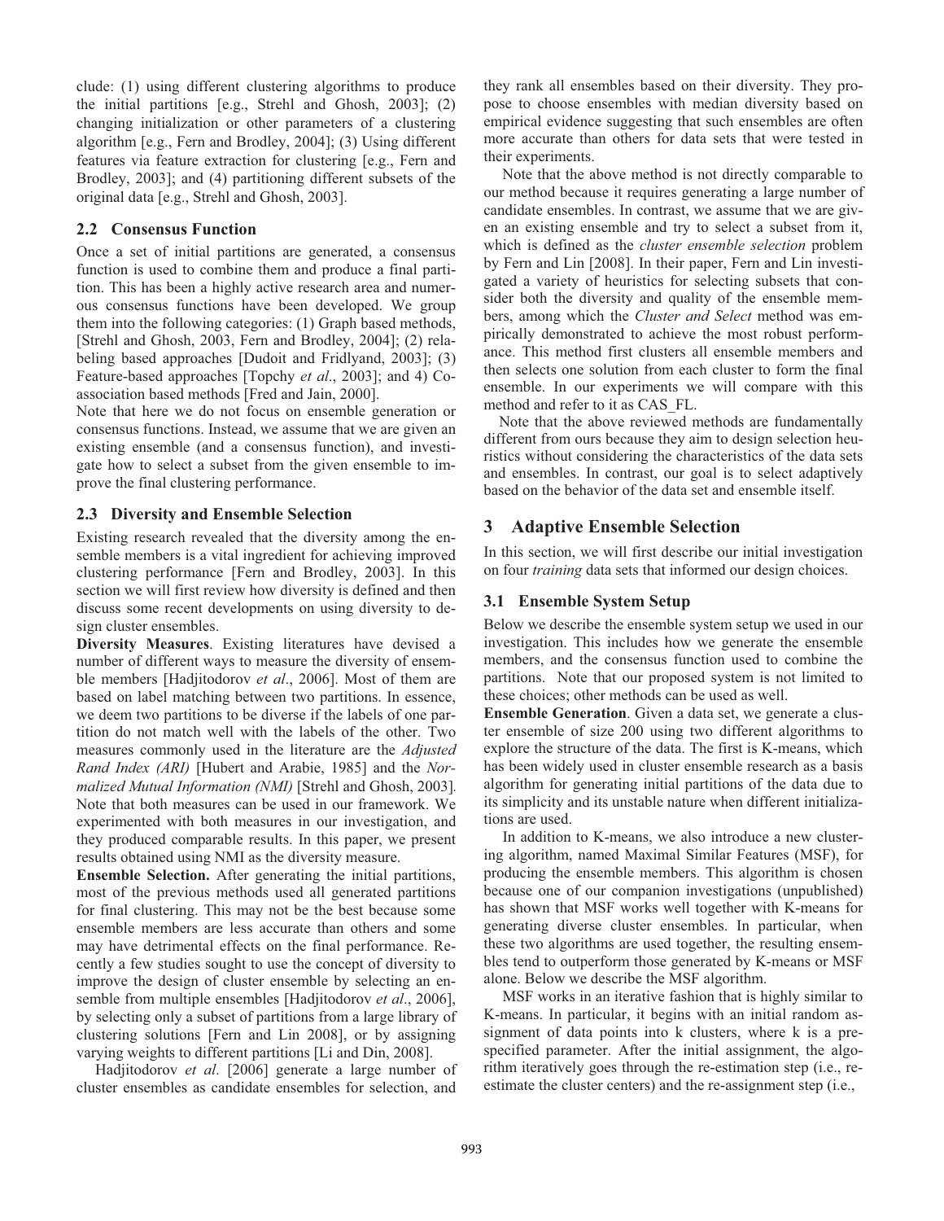clude: (1) using different clustering algorithms to produce the initial partitions [e.g., Strehl and Ghosh, 2003]; (2) changing initialization or other parameters of a clustering algorithm [e.g., Fern and Brodley, 2004]; (3) Using different features via feature extraction for clustering [e.g., Fern and Brodley, 2003]; and (4) partitioning different subsets of the original data [e.g., Strehl and Ghosh, 2003].

### 2.2 Consensus Function

Once a set of initial partitions are generated, a consensus function is used to combine them and produce a final partition. This has been a highly active research area and numerous consensus functions have been developed. We group them into the following categories: (1) Graph based methods, [Strehl and Ghosh, 2003, Fern and Brodley, 2004]; (2) relabeling based approaches [Dudoit and Fridlyand, 2003]; (3) Feature-based approaches [Topchy *et al*., 2003]; and 4) Co-association based methods [Fred and Jain, 2000].

Note that here we do not focus on ensemble generation or consensus functions. Instead, we assume that we are given an existing ensemble (and a consensus function), and investigate how to select a subset from the given ensemble to improve the final clustering performance.

### 2.3 Diversity and Ensemble Selection

Existing research revealed that the diversity among the ensemble members is a vital ingredient for achieving improved clustering performance [Fern and Brodley, 2003]. In this section we will first review how diversity is defined and then discuss some recent developments on using diversity to design cluster ensembles.

**Diversity Measures**. Existing literatures have devised a number of different ways to measure the diversity of ensemble members [Hadjitodorov *et al*., 2006]. Most of them are based on label matching between two partitions. In essence, we deem two partitions to be diverse if the labels of one partition do not match well with the labels of the other. Two measures commonly used in the literature are the *Adjusted Rand Index (ARI)* [Hubert and Arabie, 1985] and the *Normalized Mutual Information (NMI)* [Strehl and Ghosh, 2003]. Note that both measures can be used in our framework. We experimented with both measures in our investigation, and they produced comparable results. In this paper, we present results obtained using NMI as the diversity measure.

**Ensemble Selection.** After generating the initial partitions, most of the previous methods used all generated partitions for final clustering. This may not be the best because some ensemble members are less accurate than others and some may have detrimental effects on the final performance. Recently a few studies sought to use the concept of diversity to improve the design of cluster ensemble by selecting an ensemble from multiple ensembles [Hadjitodorov *et al*., 2006], by selecting only a subset of partitions from a large library of clustering solutions [Fern and Lin 2008], or by assigning varying weights to different partitions [Li and Din, 2008].

Hadjitodorov *et al*. [2006] generate a large number of cluster ensembles as candidate ensembles for selection, and they rank all ensembles based on their diversity. They propose to choose ensembles with median diversity based on empirical evidence suggesting that such ensembles are often more accurate than others for data sets that were tested in their experiments.

Note that the above method is not directly comparable to our method because it requires generating a large number of candidate ensembles. In contrast, we assume that we are given an existing ensemble and try to select a subset from it, which is defined as the *cluster ensemble selection* problem by Fern and Lin [2008]. In their paper, Fern and Lin investigated a variety of heuristics for selecting subsets that consider both the diversity and quality of the ensemble members, among which the *Cluster and Select* method was empirically demonstrated to achieve the most robust performance. This method first clusters all ensemble members and then selects one solution from each cluster to form the final ensemble. In our experiments we will compare with this method and refer to it as CAS_FL.

Note that the above reviewed methods are fundamentally different from ours because they aim to design selection heuristics without considering the characteristics of the data sets and ensembles. In contrast, our goal is to select adaptively based on the behavior of the data set and ensemble itself.

## 3 Adaptive Ensemble Selection

In this section, we will first describe our initial investigation on four *training* data sets that informed our design choices.

### 3.1 Ensemble System Setup

Below we describe the ensemble system setup we used in our investigation. This includes how we generate the ensemble members, and the consensus function used to combine the partitions. Note that our proposed system is not limited to these choices; other methods can be used as well.

**Ensemble Generation**. Given a data set, we generate a cluster ensemble of size 200 using two different algorithms to explore the structure of the data. The first is K-means, which has been widely used in cluster ensemble research as a basis algorithm for generating initial partitions of the data due to its simplicity and its unstable nature when different initializations are used.

In addition to K-means, we also introduce a new clustering algorithm, named Maximal Similar Features (MSF), for producing the ensemble members. This algorithm is chosen because one of our companion investigations (unpublished) has shown that MSF works well together with K-means for generating diverse cluster ensembles. In particular, when these two algorithms are used together, the resulting ensembles tend to outperform those generated by K-means or MSF alone. Below we describe the MSF algorithm.

MSF works in an iterative fashion that is highly similar to K-means. In particular, it begins with an initial random assignment of data points into k clusters, where k is a prespecified parameter. After the initial assignment, the algorithm iteratively goes through the re-estimation step (i.e., reestimate the cluster centers) and the re-assignment step (i.e.,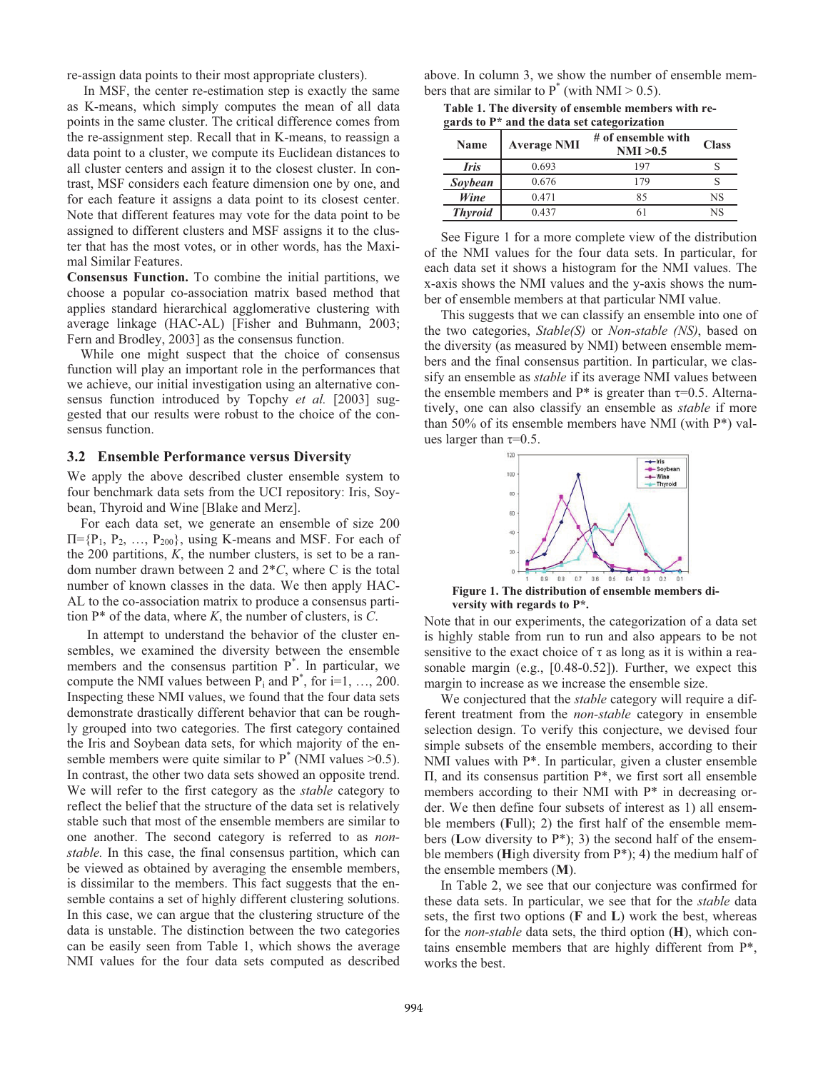re-assign data points to their most appropriate clusters).

In MSF, the center re-estimation step is exactly the same as K-means, which simply computes the mean of all data points in the same cluster. The critical difference comes from the re-assignment step. Recall that in K-means, to reassign a data point to a cluster, we compute its Euclidean distances to all cluster centers and assign it to the closest cluster. In contrast, MSF considers each feature dimension one by one, and for each feature it assigns a data point to its closest center. Note that different features may vote for the data point to be assigned to different clusters and MSF assigns it to the cluster that has the most votes, or in other words, has the Maximal Similar Features.

**Consensus Function.** To combine the initial partitions, we choose a popular co-association matrix based method that applies standard hierarchical agglomerative clustering with average linkage (HAC-AL) [Fisher and Buhmann, 2003; Fern and Brodley, 2003] as the consensus function.

While one might suspect that the choice of consensus function will play an important role in the performances that we achieve, our initial investigation using an alternative consensus function introduced by Topchy *et al.* [2003] suggested that our results were robust to the choice of the consensus function.

### 3.2 Ensemble Performance versus Diversity

We apply the above described cluster ensemble system to four benchmark data sets from the UCI repository: Iris, Soybean, Thyroid and Wine [Blake and Merz].

For each data set, we generate an ensemble of size 200 $\Pi=\{P_1, P_2, \ldots, P_{200}\}$, using K-means and MSF. For each of the 200 partitions, $K$, the number clusters, is set to be a random number drawn between 2 and $2*C$, where C is the total number of known classes in the data. We then apply HAC-AL to the co-association matrix to produce a consensus partition P* of the data, where $K$, the number of clusters, is $C$.

In attempt to understand the behavior of the cluster ensembles, we examined the diversity between the ensemble members and the consensus partition $P^*$. In particular, we compute the NMI values between $P_i$ and $P^*$, for i=1, …, 200. Inspecting these NMI values, we found that the four data sets demonstrate drastically different behavior that can be roughly grouped into two categories. The first category contained the Iris and Soybean data sets, for which majority of the ensemble members were quite similar to $P^*$ (NMI values >0.5). In contrast, the other two data sets showed an opposite trend. We will refer to the first category as the *stable* category to reflect the belief that the structure of the data set is relatively stable such that most of the ensemble members are similar to one another. The second category is referred to as *non-stable.* In this case, the final consensus partition, which can be viewed as obtained by averaging the ensemble members, is dissimilar to the members. This fact suggests that the ensemble contains a set of highly different clustering solutions. In this case, we can argue that the clustering structure of the data is unstable. The distinction between the two categories can be easily seen from Table 1, which shows the average NMI values for the four data sets computed as described above. In column 3, we show the number of ensemble members that are similar to $P^*$ (with NMI > 0.5).

**Table 1. The diversity of ensemble members with regards to P\* and the data set categorization**

| Name | Average NMI | # of ensemble with NMI >0.5 | Class |
|---|---|---|---|
| ***Iris*** | 0.693 | 197 | S |
| ***Soybean*** | 0.676 | 179 | S |
| ***Wine*** | 0.471 | 85 | NS |
| ***Thyroid*** | 0.437 | 61 | NS |

See Figure 1 for a more complete view of the distribution of the NMI values for the four data sets. In particular, for each data set it shows a histogram for the NMI values. The x-axis shows the NMI values and the y-axis shows the number of ensemble members at that particular NMI value.

This suggests that we can classify an ensemble into one of the two categories, *Stable(S)* or *Non-stable (NS)*, based on the diversity (as measured by NMI) between ensemble members and the final consensus partition. In particular, we classify an ensemble as *stable* if its average NMI values between the ensemble members and P* is greater than $\tau$=0.5. Alternatively, one can also classify an ensemble as *stable* if more than 50% of its ensemble members have NMI (with P*) values larger than $\tau$=0.5.

120
100
80
60
40
20
0
1 0.9 0.8 0.7 0.6 0.5 0.4 0.3 0.2 0.1
Iris
Soybean
Wine
Thyroid

**Figure 1. The distribution of ensemble members diversity with regards to P\*.**

Note that in our experiments, the categorization of a data set is highly stable from run to run and also appears to be not sensitive to the exact choice of $\tau$ as long as it is within a reasonable margin (e.g., [0.48-0.52]). Further, we expect this margin to increase as we increase the ensemble size.

We conjectured that the *stable* category will require a different treatment from the *non-stable* category in ensemble selection design. To verify this conjecture, we devised four simple subsets of the ensemble members, according to their NMI values with P*. In particular, given a cluster ensemble $\Pi$, and its consensus partition P*, we first sort all ensemble members according to their NMI with P* in decreasing order. We then define four subsets of interest as 1) all ensemble members (**F**ull); 2) the first half of the ensemble members (**L**ow diversity to P*); 3) the second half of the ensemble members (**H**igh diversity from P*); 4) the medium half of the ensemble members (**M**).

In Table 2, we see that our conjecture was confirmed for these data sets. In particular, we see that for the *stable* data sets, the first two options (**F** and **L**) work the best, whereas for the *non-stable* data sets, the third option (**H**), which contains ensemble members that are highly different from P*, works the best.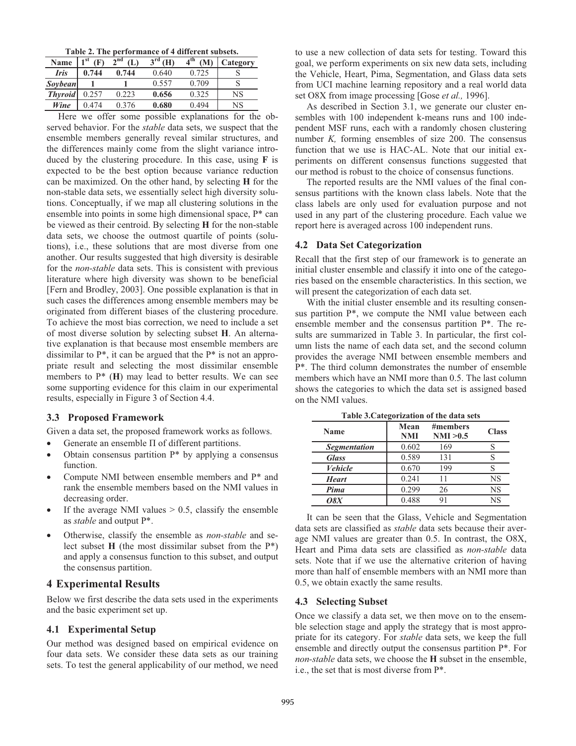**Table 2. The performance of 4 different subsets.**

| Name | 1st (F) | 2nd (L) | 3rd (H) | 4th (M) | Category |
|---|---|---|---|---|---|
| *Iris* | **0.744** | **0.744** | 0.640 | 0.725 | S |
| *Soybean* | **1** | **1** | 0.557 | 0.709 | S |
| *Thyroid* | 0.257 | 0.223 | **0.656** | 0.325 | NS |
| *Wine* | 0.474 | 0.376 | **0.680** | 0.494 | NS |

Here we offer some possible explanations for the observed behavior. For the *stable* data sets, we suspect that the ensemble members generally reveal similar structures, and the differences mainly come from the slight variance introduced by the clustering procedure. In this case, using **F** is expected to be the best option because variance reduction can be maximized. On the other hand, by selecting **H** for the non-stable data sets, we essentially select high diversity solutions. Conceptually, if we map all clustering solutions in the ensemble into points in some high dimensional space, P* can be viewed as their centroid. By selecting **H** for the non-stable data sets, we choose the outmost quartile of points (solutions), i.e., these solutions that are most diverse from one another. Our results suggested that high diversity is desirable for the *non-stable* data sets. This is consistent with previous literature where high diversity was shown to be beneficial [Fern and Brodley, 2003]. One possible explanation is that in such cases the differences among ensemble members may be originated from different biases of the clustering procedure. To achieve the most bias correction, we need to include a set of most diverse solution by selecting subset **H**. An alternative explanation is that because most ensemble members are dissimilar to P*, it can be argued that the P* is not an appropriate result and selecting the most dissimilar ensemble members to P* (**H**) may lead to better results. We can see some supporting evidence for this claim in our experimental results, especially in Figure 3 of Section 4.4.

### 3.3 Proposed Framework

Given a data set, the proposed framework works as follows.

- Generate an ensemble Π of different partitions.
- Obtain consensus partition P* by applying a consensus function.
- Compute NMI between ensemble members and P* and rank the ensemble members based on the NMI values in decreasing order.
- If the average NMI values > 0.5, classify the ensemble as *stable* and output P*.
- Otherwise, classify the ensemble as *non-stable* and select subset **H** (the most dissimilar subset from the P*) and apply a consensus function to this subset, and output the consensus partition.

## 4 Experimental Results

Below we first describe the data sets used in the experiments and the basic experiment set up.

### 4.1 Experimental Setup

Our method was designed based on empirical evidence on four data sets. We consider these data sets as our training sets. To test the general applicability of our method, we need to use a new collection of data sets for testing. Toward this goal, we perform experiments on six new data sets, including the Vehicle, Heart, Pima, Segmentation, and Glass data sets from UCI machine learning repository and a real world data set O8X from image processing [Gose *et al.,* 1996].

As described in Section 3.1, we generate our cluster ensembles with 100 independent k-means runs and 100 independent MSF runs, each with a randomly chosen clustering number *K,* forming ensembles of size 200. The consensus function that we use is HAC-AL. Note that our initial experiments on different consensus functions suggested that our method is robust to the choice of consensus functions.

The reported results are the NMI values of the final consensus partitions with the known class labels. Note that the class labels are only used for evaluation purpose and not used in any part of the clustering procedure. Each value we report here is averaged across 100 independent runs.

### 4.2 Data Set Categorization

Recall that the first step of our framework is to generate an initial cluster ensemble and classify it into one of the categories based on the ensemble characteristics. In this section, we will present the categorization of each data set.

With the initial cluster ensemble and its resulting consensus partition P*, we compute the NMI value between each ensemble member and the consensus partition P*. The results are summarized in Table 3. In particular, the first column lists the name of each data set, and the second column provides the average NMI between ensemble members and P*. The third column demonstrates the number of ensemble members which have an NMI more than 0.5. The last column shows the categories to which the data set is assigned based on the NMI values.

**Table 3.Categorization of the data sets**

| Name | Mean NMI | #members NMI >0.5 | Class |
|---|---|---|---|
| *Segmentation* | 0.602 | 169 | S |
| *Glass* | 0.589 | 131 | S |
| *Vehicle* | 0.670 | 199 | S |
| *Heart* | 0.241 | 11 | NS |
| *Pima* | 0.299 | 26 | NS |
| *O8X* | 0.488 | 91 | NS |

It can be seen that the Glass, Vehicle and Segmentation data sets are classified as *stable* data sets because their average NMI values are greater than 0.5. In contrast, the O8X, Heart and Pima data sets are classified as *non-stable* data sets. Note that if we use the alternative criterion of having more than half of ensemble members with an NMI more than 0.5, we obtain exactly the same results.

### 4.3 Selecting Subset

Once we classify a data set, we then move on to the ensemble selection stage and apply the strategy that is most appropriate for its category. For *stable* data sets, we keep the full ensemble and directly output the consensus partition P*. For *non-stable* data sets, we choose the **H** subset in the ensemble, i.e., the set that is most diverse from P*.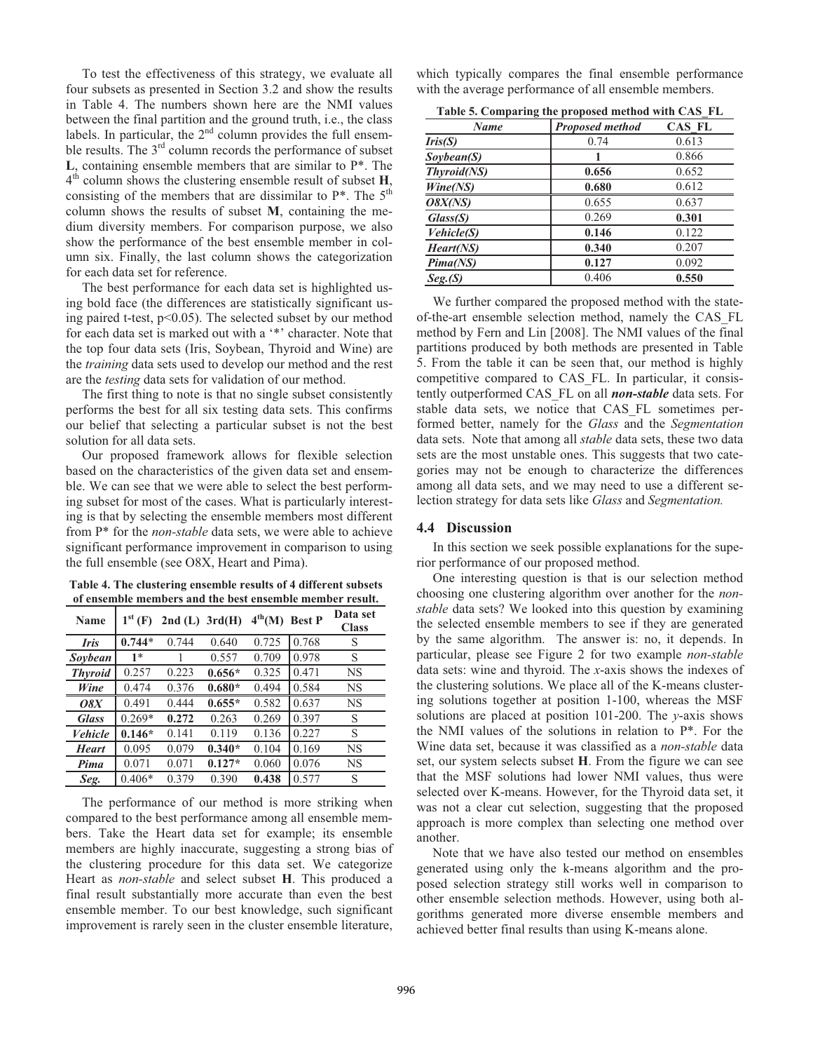To test the effectiveness of this strategy, we evaluate all four subsets as presented in Section 3.2 and show the results in Table 4. The numbers shown here are the NMI values between the final partition and the ground truth, i.e., the class labels. In particular, the 2nd column provides the full ensemble results. The 3rd column records the performance of subset **L**, containing ensemble members that are similar to P*. The 4th column shows the clustering ensemble result of subset **H**, consisting of the members that are dissimilar to P*. The 5th column shows the results of subset **M**, containing the medium diversity members. For comparison purpose, we also show the performance of the best ensemble member in column six. Finally, the last column shows the categorization for each data set for reference.

The best performance for each data set is highlighted using bold face (the differences are statistically significant using paired t-test, $p<0.05$). The selected subset by our method for each data set is marked out with a '*' character. Note that the top four data sets (Iris, Soybean, Thyroid and Wine) are the *training* data sets used to develop our method and the rest are the *testing* data sets for validation of our method.

The first thing to note is that no single subset consistently performs the best for all six testing data sets. This confirms our belief that selecting a particular subset is not the best solution for all data sets.

Our proposed framework allows for flexible selection based on the characteristics of the given data set and ensemble. We can see that we were able to select the best performing subset for most of the cases. What is particularly interesting is that by selecting the ensemble members most different from P* for the *non-stable* data sets, we were able to achieve significant performance improvement in comparison to using the full ensemble (see O8X, Heart and Pima).

**Table 4. The clustering ensemble results of 4 different subsets of ensemble members and the best ensemble member result.**

| Name | 1st (F) | 2nd (L) | 3rd(H) | 4th(M) | Best P | Data set Class |
|---|---|---|---|---|---|---|
| *Iris* | **0.744*** | 0.744 | 0.640 | 0.725 | 0.768 | S |
| *Soybean* | **1*** | 1 | 0.557 | 0.709 | 0.978 | S |
| *Thyroid* | 0.257 | 0.223 | **0.656*** | 0.325 | 0.471 | NS |
| *Wine* | 0.474 | 0.376 | **0.680*** | 0.494 | 0.584 | NS |
| *O8X* | 0.491 | 0.444 | **0.655*** | 0.582 | 0.637 | NS |
| *Glass* | 0.269* | **0.272** | 0.263 | 0.269 | 0.397 | S |
| *Vehicle* | **0.146*** | 0.141 | 0.119 | 0.136 | 0.227 | S |
| *Heart* | 0.095 | 0.079 | **0.340*** | 0.104 | 0.169 | NS |
| *Pima* | 0.071 | 0.071 | **0.127*** | 0.060 | 0.076 | NS |
| *Seg.* | 0.406* | 0.379 | 0.390 | **0.438** | 0.577 | S |

The performance of our method is more striking when compared to the best performance among all ensemble members. Take the Heart data set for example; its ensemble members are highly inaccurate, suggesting a strong bias of the clustering procedure for this data set. We categorize Heart as *non-stable* and select subset **H**. This produced a final result substantially more accurate than even the best ensemble member. To our best knowledge, such significant improvement is rarely seen in the cluster ensemble literature, which typically compares the final ensemble performance with the average performance of all ensemble members.

**Table 5. Comparing the proposed method with CAS_FL**

| Name | Proposed method | CAS_FL |
|---|---|---|
| *Iris(S)* | 0.74 | 0.613 |
| *Soybean(S)* | **1** | 0.866 |
| *Thyroid(NS)* | **0.656** | 0.652 |
| *Wine(NS)* | **0.680** | 0.612 |
| *O8X(NS)* | 0.655 | 0.637 |
| *Glass(S)* | 0.269 | **0.301** |
| *Vehicle(S)* | **0.146** | 0.122 |
| *Heart(NS)* | **0.340** | 0.207 |
| *Pima(NS)* | **0.127** | 0.092 |
| *Seg.(S)* | 0.406 | **0.550** |

We further compared the proposed method with the state-of-the-art ensemble selection method, namely the CAS_FL method by Fern and Lin [2008]. The NMI values of the final partitions produced by both methods are presented in Table 5. From the table it can be seen that, our method is highly competitive compared to CAS_FL. In particular, it consistently outperformed CAS_FL on all ***non-stable*** data sets. For stable data sets, we notice that CAS_FL sometimes performed better, namely for the *Glass* and the *Segmentation* data sets. Note that among all *stable* data sets, these two data sets are the most unstable ones. This suggests that two categories may not be enough to characterize the differences among all data sets, and we may need to use a different selection strategy for data sets like *Glass* and *Segmentation.*

## 4.4 Discussion

In this section we seek possible explanations for the superior performance of our proposed method.

One interesting question is that is our selection method choosing one clustering algorithm over another for the *non-stable* data sets? We looked into this question by examining the selected ensemble members to see if they are generated by the same algorithm. The answer is: no, it depends. In particular, please see Figure 2 for two example *non-stable* data sets: wine and thyroid. The *x*-axis shows the indexes of the clustering solutions. We place all of the K-means clustering solutions together at position 1-100, whereas the MSF solutions are placed at position 101-200. The *y*-axis shows the NMI values of the solutions in relation to P*. For the Wine data set, because it was classified as a *non-stable* data set, our system selects subset **H**. From the figure we can see that the MSF solutions had lower NMI values, thus were selected over K-means. However, for the Thyroid data set, it was not a clear cut selection, suggesting that the proposed approach is more complex than selecting one method over another.

Note that we have also tested our method on ensembles generated using only the k-means algorithm and the proposed selection strategy still works well in comparison to other ensemble selection methods. However, using both algorithms generated more diverse ensemble members and achieved better final results than using K-means alone.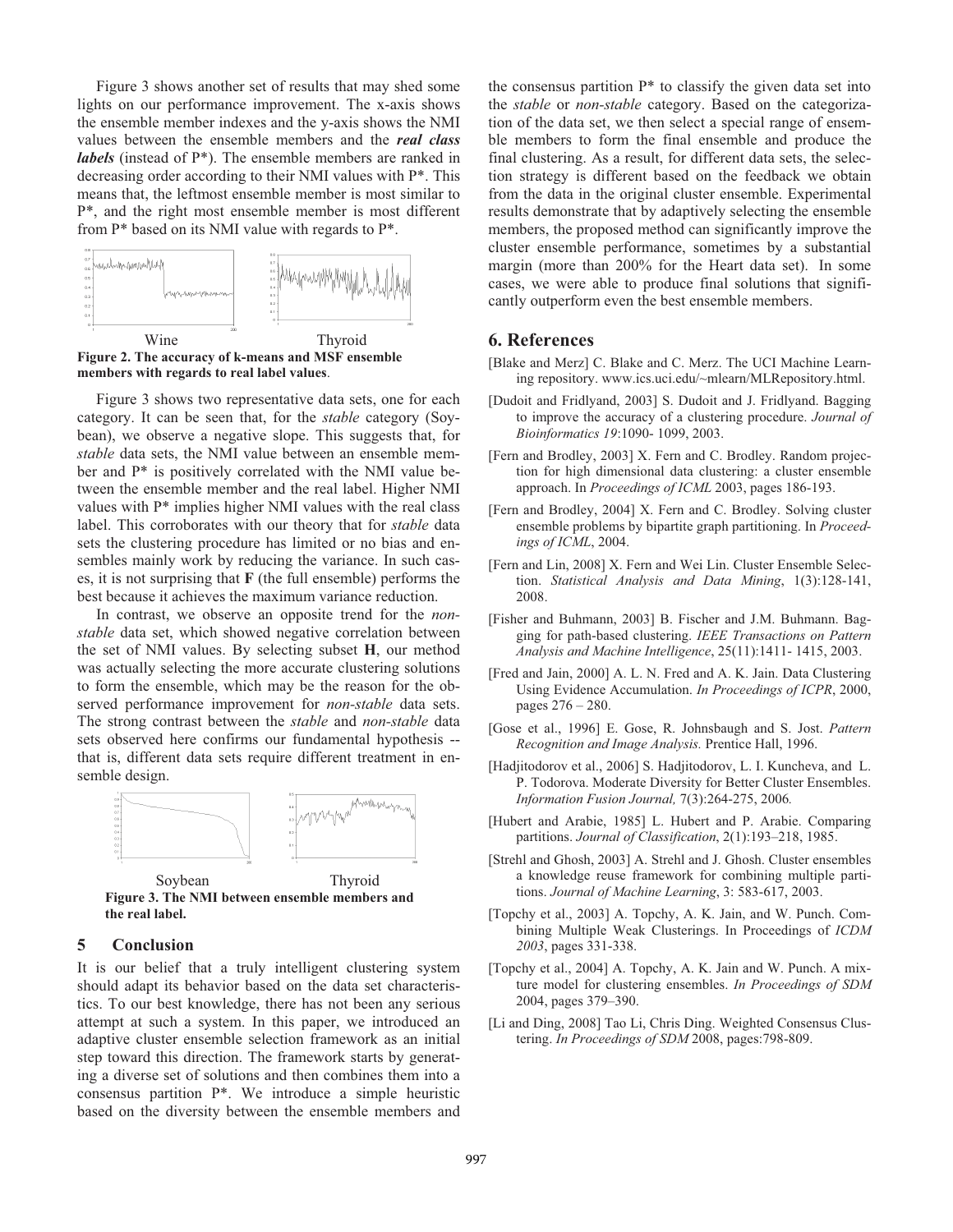Figure 3 shows another set of results that may shed some lights on our performance improvement. The x-axis shows the ensemble member indexes and the y-axis shows the NMI values between the ensemble members and the ***real class labels*** (instead of P*). The ensemble members are ranked in decreasing order according to their NMI values with P*. This means that, the leftmost ensemble member is most similar to P*, and the right most ensemble member is most different from P* based on its NMI value with regards to P*.

Wine

Thyroid

**Figure 2. The accuracy of k-means and MSF ensemble members with regards to real label values**.

Figure 3 shows two representative data sets, one for each category. It can be seen that, for the *stable* category (Soybean), we observe a negative slope. This suggests that, for *stable* data sets, the NMI value between an ensemble member and P* is positively correlated with the NMI value between the ensemble member and the real label. Higher NMI values with P* implies higher NMI values with the real class label. This corroborates with our theory that for *stable* data sets the clustering procedure has limited or no bias and ensembles mainly work by reducing the variance. In such cases, it is not surprising that **F** (the full ensemble) performs the best because it achieves the maximum variance reduction.

In contrast, we observe an opposite trend for the *non-stable* data set, which showed negative correlation between the set of NMI values. By selecting subset **H**, our method was actually selecting the more accurate clustering solutions to form the ensemble, which may be the reason for the observed performance improvement for *non-stable* data sets. The strong contrast between the *stable* and *non-stable* data sets observed here confirms our fundamental hypothesis -- that is, different data sets require different treatment in ensemble design.

Soybean

Thyroid

**Figure 3. The NMI between ensemble members and the real label.**

## 5 Conclusion

It is our belief that a truly intelligent clustering system should adapt its behavior based on the data set characteristics. To our best knowledge, there has not been any serious attempt at such a system. In this paper, we introduced an adaptive cluster ensemble selection framework as an initial step toward this direction. The framework starts by generating a diverse set of solutions and then combines them into a consensus partition P*. We introduce a simple heuristic based on the diversity between the ensemble members and the consensus partition P* to classify the given data set into the *stable* or *non-stable* category. Based on the categorization of the data set, we then select a special range of ensemble members to form the final ensemble and produce the final clustering. As a result, for different data sets, the selection strategy is different based on the feedback we obtain from the data in the original cluster ensemble. Experimental results demonstrate that by adaptively selecting the ensemble members, the proposed method can significantly improve the cluster ensemble performance, sometimes by a substantial margin (more than 200% for the Heart data set). In some cases, we were able to produce final solutions that significantly outperform even the best ensemble members.

## 6. References

[Blake and Merz] C. Blake and C. Merz. The UCI Machine Learning repository. www.ics.uci.edu/~mlearn/MLRepository.html.

[Dudoit and Fridlyand, 2003] S. Dudoit and J. Fridlyand. Bagging to improve the accuracy of a clustering procedure. *Journal of Bioinformatics 19*:1090- 1099, 2003.

[Fern and Brodley, 2003] X. Fern and C. Brodley. Random projection for high dimensional data clustering: a cluster ensemble approach. In *Proceedings of ICML* 2003, pages 186-193.

[Fern and Brodley, 2004] X. Fern and C. Brodley. Solving cluster ensemble problems by bipartite graph partitioning. In *Proceedings of ICML*, 2004.

[Fern and Lin, 2008] X. Fern and Wei Lin. Cluster Ensemble Selection. *Statistical Analysis and Data Mining*, 1(3):128-141, 2008.

[Fisher and Buhmann, 2003] B. Fischer and J.M. Buhmann. Bagging for path-based clustering. *IEEE Transactions on Pattern Analysis and Machine Intelligence*, 25(11):1411- 1415, 2003.

[Fred and Jain, 2000] A. L. N. Fred and A. K. Jain. Data Clustering Using Evidence Accumulation. *In Proceedings of ICPR*, 2000, pages 276 – 280.

[Gose et al., 1996] E. Gose, R. Johnsbaugh and S. Jost. *Pattern Recognition and Image Analysis.* Prentice Hall, 1996.

[Hadjitodorov et al., 2006] S. Hadjitodorov, L. I. Kuncheva, and L. P. Todorova. Moderate Diversity for Better Cluster Ensembles. *Information Fusion Journal,* 7(3):264-275, 2006*.*

[Hubert and Arabie, 1985] L. Hubert and P. Arabie. Comparing partitions. *Journal of Classification*, 2(1):193–218, 1985.

[Strehl and Ghosh, 2003] A. Strehl and J. Ghosh. Cluster ensembles a knowledge reuse framework for combining multiple partitions. *Journal of Machine Learning*, 3: 583-617, 2003.

[Topchy et al., 2003] A. Topchy, A. K. Jain, and W. Punch. Combining Multiple Weak Clusterings. In Proceedings of *ICDM 2003*, pages 331-338.

[Topchy et al., 2004] A. Topchy, A. K. Jain and W. Punch. A mixture model for clustering ensembles. *In Proceedings of SDM* 2004, pages 379–390.

[Li and Ding, 2008] Tao Li, Chris Ding. Weighted Consensus Clustering. *In Proceedings of SDM* 2008, pages:798-809.